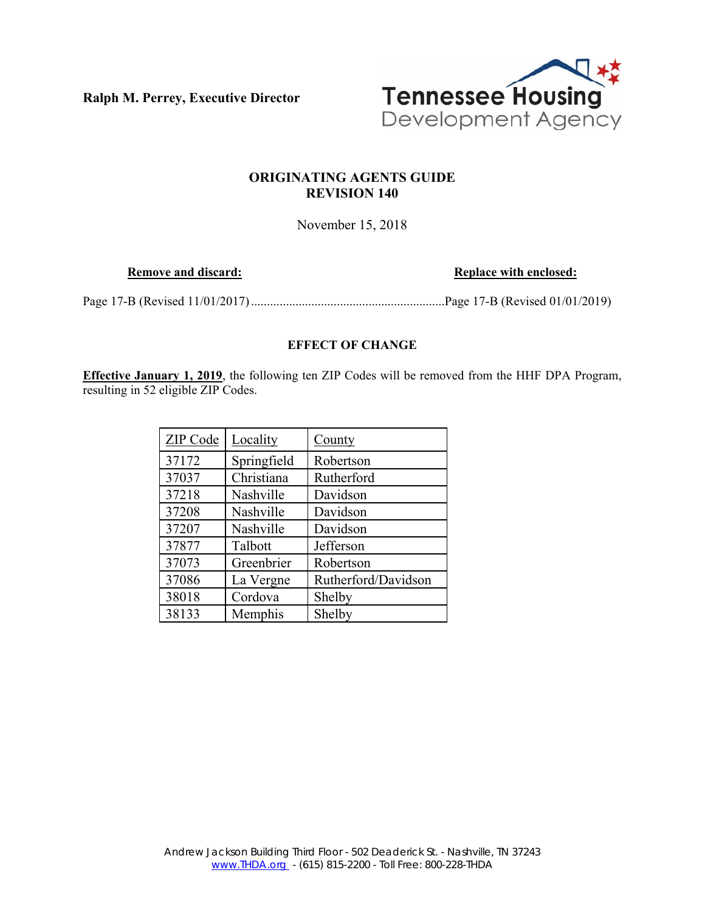Ralph M. Perrey, Executive Director

Tennessee Housing Development Agency

# ORIGINATING AGENTS GUIDE
# REVISION 140

November 15, 2018

| **Remove and discard:** | **Replace with enclosed:** |
|---|---|
| Page 17-B (Revised 11/01/2017) | Page 17-B (Revised 01/01/2019) |

## EFFECT OF CHANGE

**Effective January 1, 2019**, the following ten ZIP Codes will be removed from the HHF DPA Program, resulting in 52 eligible ZIP Codes.

| ZIP Code | Locality | County |
|---|---|---|
| 37172 | Springfield | Robertson |
| 37037 | Christiana | Rutherford |
| 37218 | Nashville | Davidson |
| 37208 | Nashville | Davidson |
| 37207 | Nashville | Davidson |
| 37877 | Talbott | Jefferson |
| 37073 | Greenbrier | Robertson |
| 37086 | La Vergne | Rutherford/Davidson |
| 38018 | Cordova | Shelby |
| 38133 | Memphis | Shelby |

Andrew Jackson Building Third Floor - 502 Deaderick St. - Nashville, TN 37243
www.THDA.org - (615) 815-2200 - Toll Free: 800-228-THDA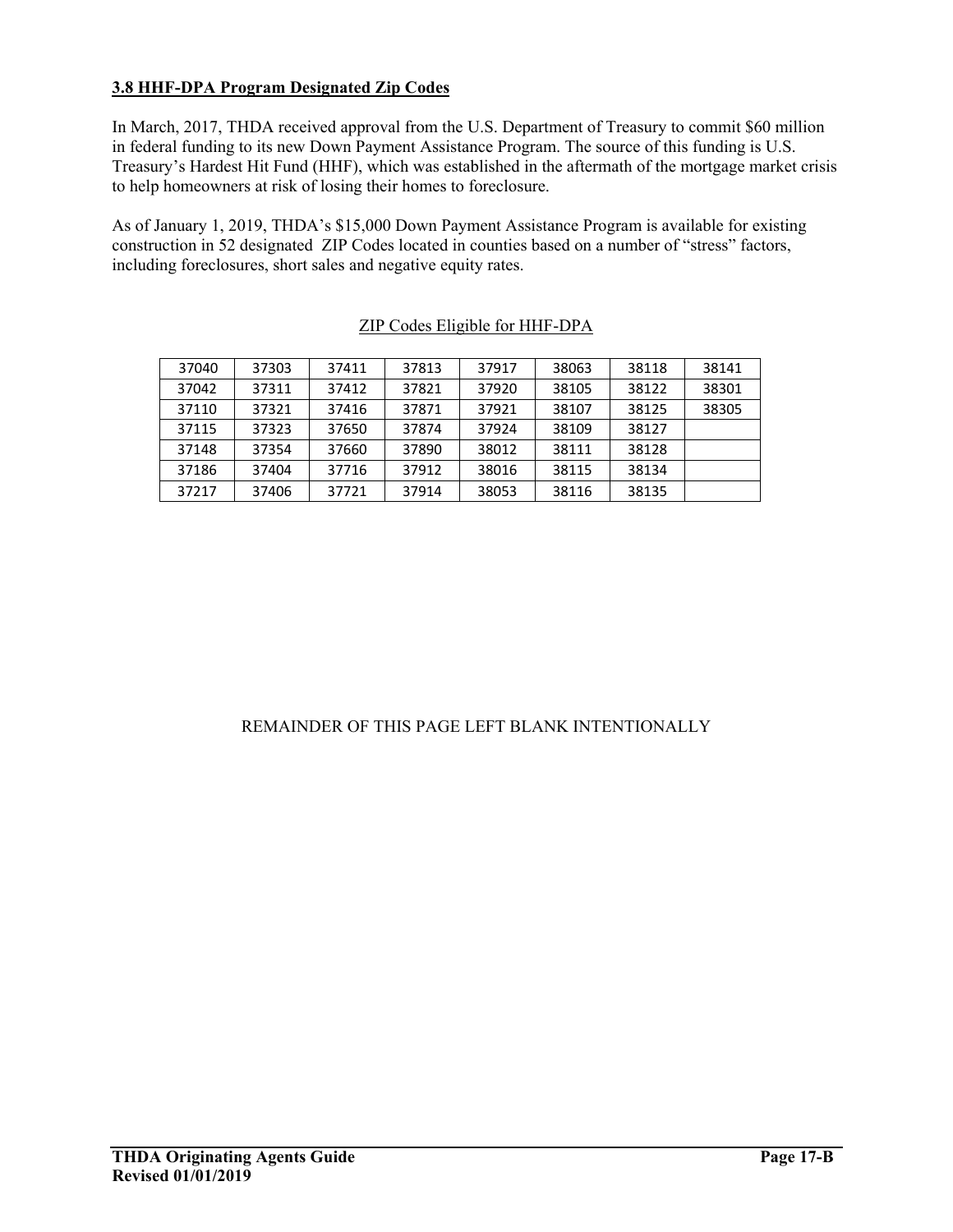**3.8 HHF-DPA Program Designated Zip Codes**

In March, 2017, THDA received approval from the U.S. Department of Treasury to commit $60 million in federal funding to its new Down Payment Assistance Program. The source of this funding is U.S. Treasury's Hardest Hit Fund (HHF), which was established in the aftermath of the mortgage market crisis to help homeowners at risk of losing their homes to foreclosure.

As of January 1, 2019, THDA's $15,000 Down Payment Assistance Program is available for existing construction in 52 designated ZIP Codes located in counties based on a number of "stress" factors, including foreclosures, short sales and negative equity rates.

ZIP Codes Eligible for HHF-DPA

| | | | | | | | |
|---|---|---|---|---|---|---|---|
| 37040 | 37303 | 37411 | 37813 | 37917 | 38063 | 38118 | 38141 |
| 37042 | 37311 | 37412 | 37821 | 37920 | 38105 | 38122 | 38301 |
| 37110 | 37321 | 37416 | 37871 | 37921 | 38107 | 38125 | 38305 |
| 37115 | 37323 | 37650 | 37874 | 37924 | 38109 | 38127 | |
| 37148 | 37354 | 37660 | 37890 | 38012 | 38111 | 38128 | |
| 37186 | 37404 | 37716 | 37912 | 38016 | 38115 | 38134 | |
| 37217 | 37406 | 37721 | 37914 | 38053 | 38116 | 38135 | |

REMAINDER OF THIS PAGE LEFT BLANK INTENTIONALLY